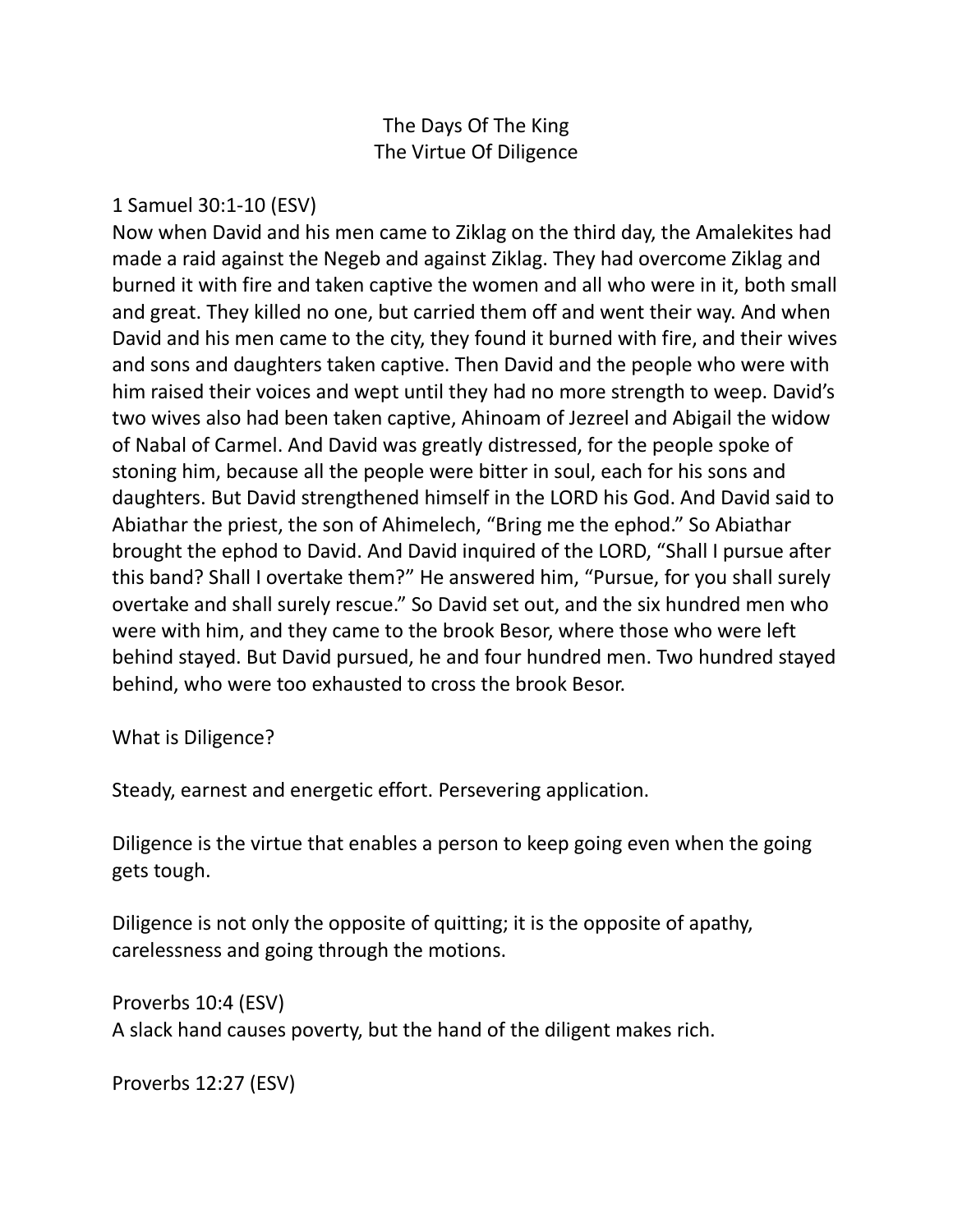# The Days Of The King
## The Virtue Of Diligence

1 Samuel 30:1-10 (ESV)
Now when David and his men came to Ziklag on the third day, the Amalekites had made a raid against the Negeb and against Ziklag. They had overcome Ziklag and burned it with fire and taken captive the women and all who were in it, both small and great. They killed no one, but carried them off and went their way. And when David and his men came to the city, they found it burned with fire, and their wives and sons and daughters taken captive. Then David and the people who were with him raised their voices and wept until they had no more strength to weep. David's two wives also had been taken captive, Ahinoam of Jezreel and Abigail the widow of Nabal of Carmel. And David was greatly distressed, for the people spoke of stoning him, because all the people were bitter in soul, each for his sons and daughters. But David strengthened himself in the LORD his God. And David said to Abiathar the priest, the son of Ahimelech, "Bring me the ephod." So Abiathar brought the ephod to David. And David inquired of the LORD, "Shall I pursue after this band? Shall I overtake them?" He answered him, "Pursue, for you shall surely overtake and shall surely rescue." So David set out, and the six hundred men who were with him, and they came to the brook Besor, where those who were left behind stayed. But David pursued, he and four hundred men. Two hundred stayed behind, who were too exhausted to cross the brook Besor.

What is Diligence?

Steady, earnest and energetic effort. Persevering application.

Diligence is the virtue that enables a person to keep going even when the going gets tough.

Diligence is not only the opposite of quitting; it is the opposite of apathy, carelessness and going through the motions.

Proverbs 10:4 (ESV)
A slack hand causes poverty, but the hand of the diligent makes rich.

Proverbs 12:27 (ESV)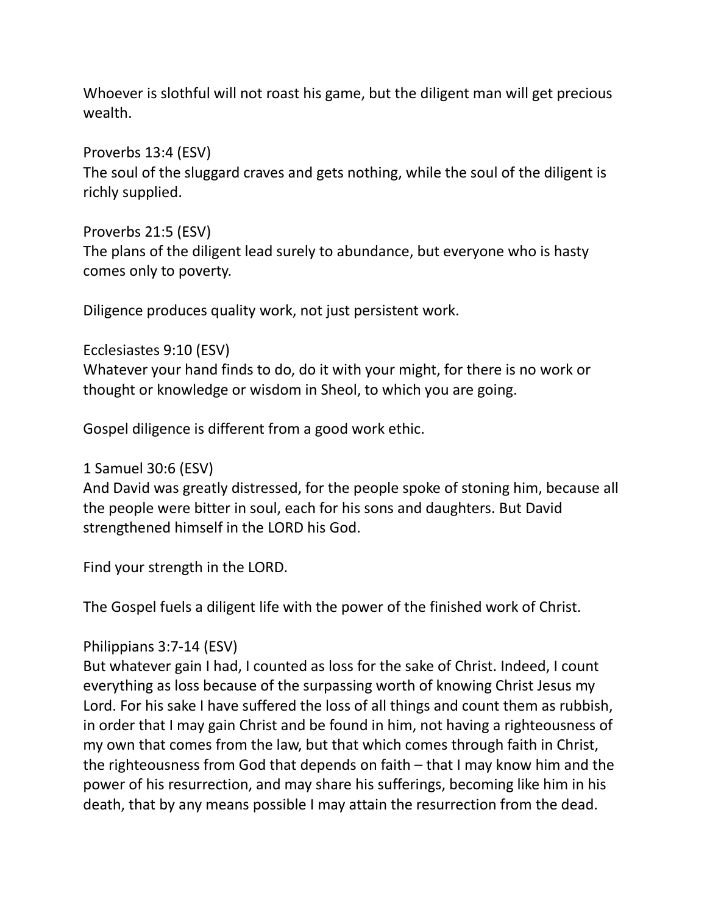Whoever is slothful will not roast his game, but the diligent man will get precious wealth.

Proverbs 13:4 (ESV)
The soul of the sluggard craves and gets nothing, while the soul of the diligent is richly supplied.

Proverbs 21:5 (ESV)
The plans of the diligent lead surely to abundance, but everyone who is hasty comes only to poverty.

Diligence produces quality work, not just persistent work.

Ecclesiastes 9:10 (ESV)
Whatever your hand finds to do, do it with your might, for there is no work or thought or knowledge or wisdom in Sheol, to which you are going.

Gospel diligence is different from a good work ethic.

1 Samuel 30:6 (ESV)
And David was greatly distressed, for the people spoke of stoning him, because all the people were bitter in soul, each for his sons and daughters. But David strengthened himself in the LORD his God.

Find your strength in the LORD.

The Gospel fuels a diligent life with the power of the finished work of Christ.

Philippians 3:7-14 (ESV)
But whatever gain I had, I counted as loss for the sake of Christ. Indeed, I count everything as loss because of the surpassing worth of knowing Christ Jesus my Lord. For his sake I have suffered the loss of all things and count them as rubbish, in order that I may gain Christ and be found in him, not having a righteousness of my own that comes from the law, but that which comes through faith in Christ, the righteousness from God that depends on faith – that I may know him and the power of his resurrection, and may share his sufferings, becoming like him in his death, that by any means possible I may attain the resurrection from the dead.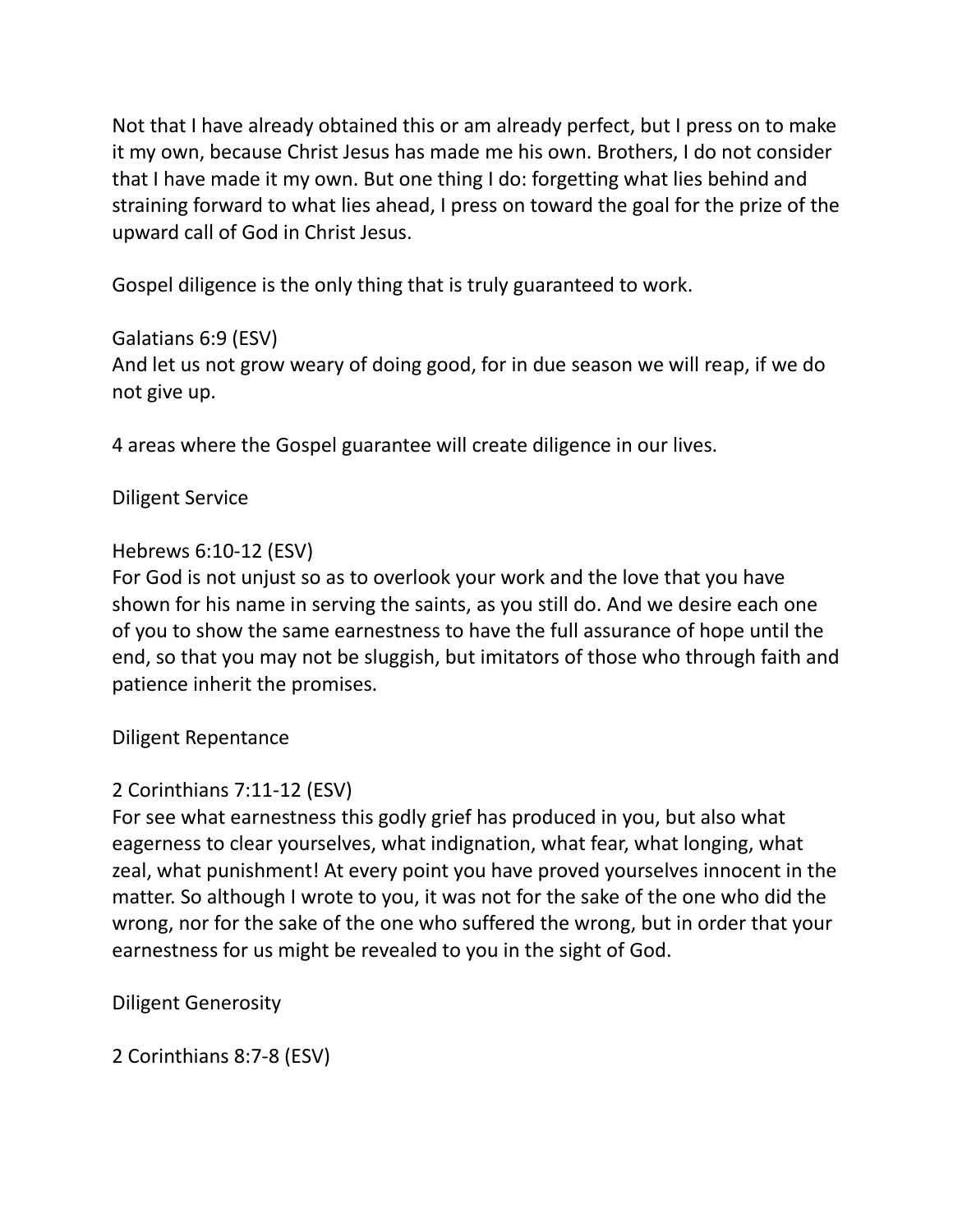Not that I have already obtained this or am already perfect, but I press on to make it my own, because Christ Jesus has made me his own. Brothers, I do not consider that I have made it my own. But one thing I do: forgetting what lies behind and straining forward to what lies ahead, I press on toward the goal for the prize of the upward call of God in Christ Jesus.

Gospel diligence is the only thing that is truly guaranteed to work.

Galatians 6:9 (ESV)
And let us not grow weary of doing good, for in due season we will reap, if we do not give up.

4 areas where the Gospel guarantee will create diligence in our lives.

Diligent Service

Hebrews 6:10-12 (ESV)
For God is not unjust so as to overlook your work and the love that you have shown for his name in serving the saints, as you still do. And we desire each one of you to show the same earnestness to have the full assurance of hope until the end, so that you may not be sluggish, but imitators of those who through faith and patience inherit the promises.

Diligent Repentance

2 Corinthians 7:11-12 (ESV)
For see what earnestness this godly grief has produced in you, but also what eagerness to clear yourselves, what indignation, what fear, what longing, what zeal, what punishment! At every point you have proved yourselves innocent in the matter. So although I wrote to you, it was not for the sake of the one who did the wrong, nor for the sake of the one who suffered the wrong, but in order that your earnestness for us might be revealed to you in the sight of God.

Diligent Generosity

2 Corinthians 8:7-8 (ESV)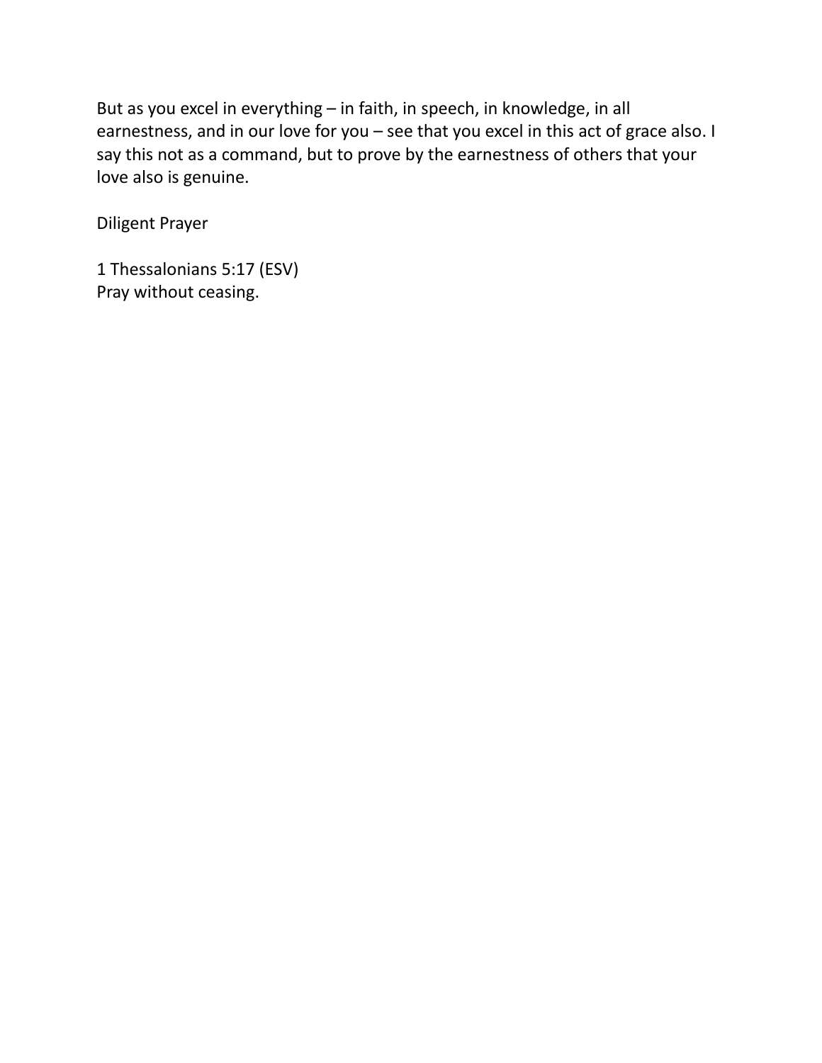But as you excel in everything – in faith, in speech, in knowledge, in all earnestness, and in our love for you – see that you excel in this act of grace also. I say this not as a command, but to prove by the earnestness of others that your love also is genuine.

Diligent Prayer

1 Thessalonians 5:17 (ESV)
Pray without ceasing.